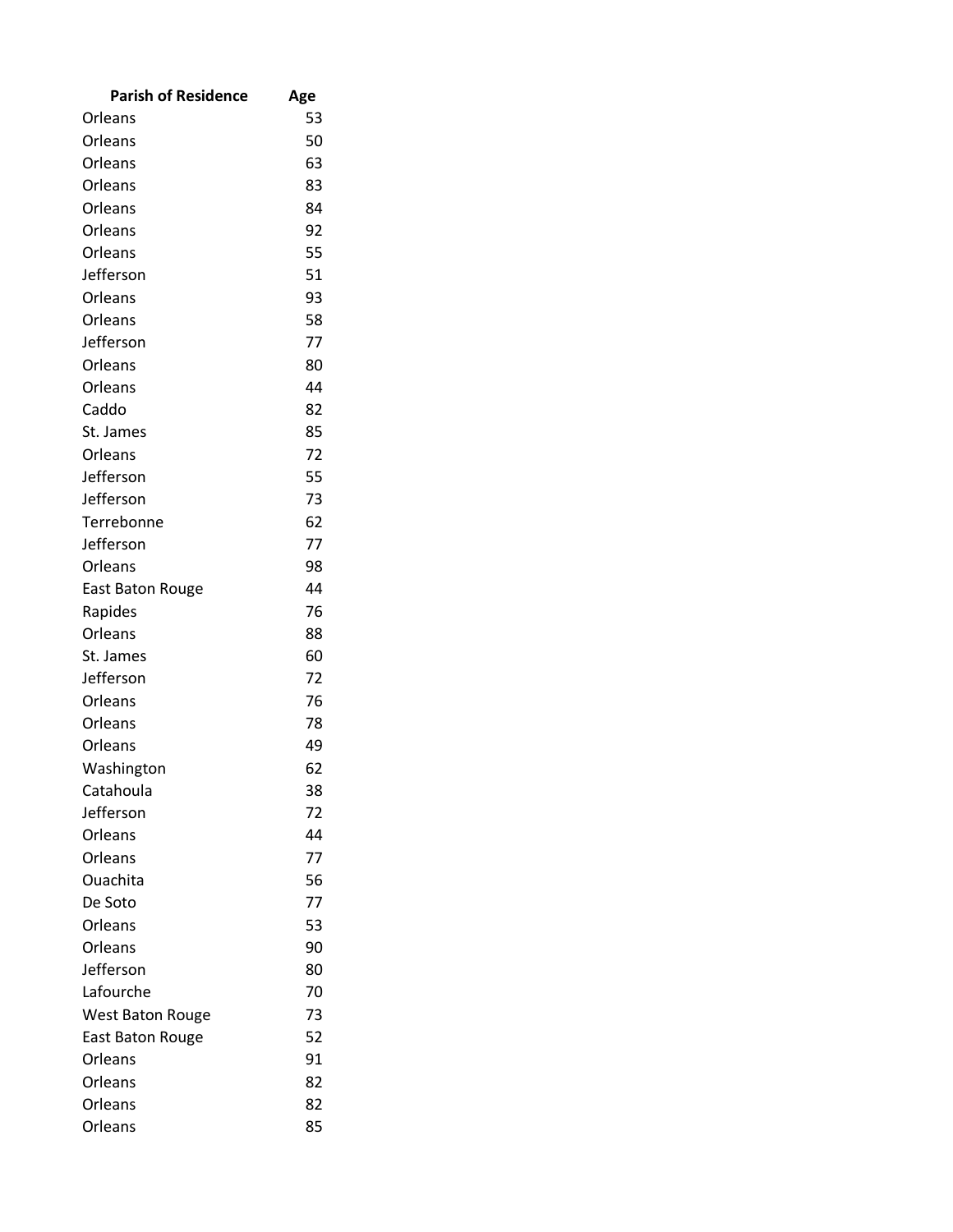| Parish of Residence | Age |
|---|---|
| Orleans | 53 |
| Orleans | 50 |
| Orleans | 63 |
| Orleans | 83 |
| Orleans | 84 |
| Orleans | 92 |
| Orleans | 55 |
| Jefferson | 51 |
| Orleans | 93 |
| Orleans | 58 |
| Jefferson | 77 |
| Orleans | 80 |
| Orleans | 44 |
| Caddo | 82 |
| St. James | 85 |
| Orleans | 72 |
| Jefferson | 55 |
| Jefferson | 73 |
| Terrebonne | 62 |
| Jefferson | 77 |
| Orleans | 98 |
| East Baton Rouge | 44 |
| Rapides | 76 |
| Orleans | 88 |
| St. James | 60 |
| Jefferson | 72 |
| Orleans | 76 |
| Orleans | 78 |
| Orleans | 49 |
| Washington | 62 |
| Catahoula | 38 |
| Jefferson | 72 |
| Orleans | 44 |
| Orleans | 77 |
| Ouachita | 56 |
| De Soto | 77 |
| Orleans | 53 |
| Orleans | 90 |
| Jefferson | 80 |
| Lafourche | 70 |
| West Baton Rouge | 73 |
| East Baton Rouge | 52 |
| Orleans | 91 |
| Orleans | 82 |
| Orleans | 82 |
| Orleans | 85 |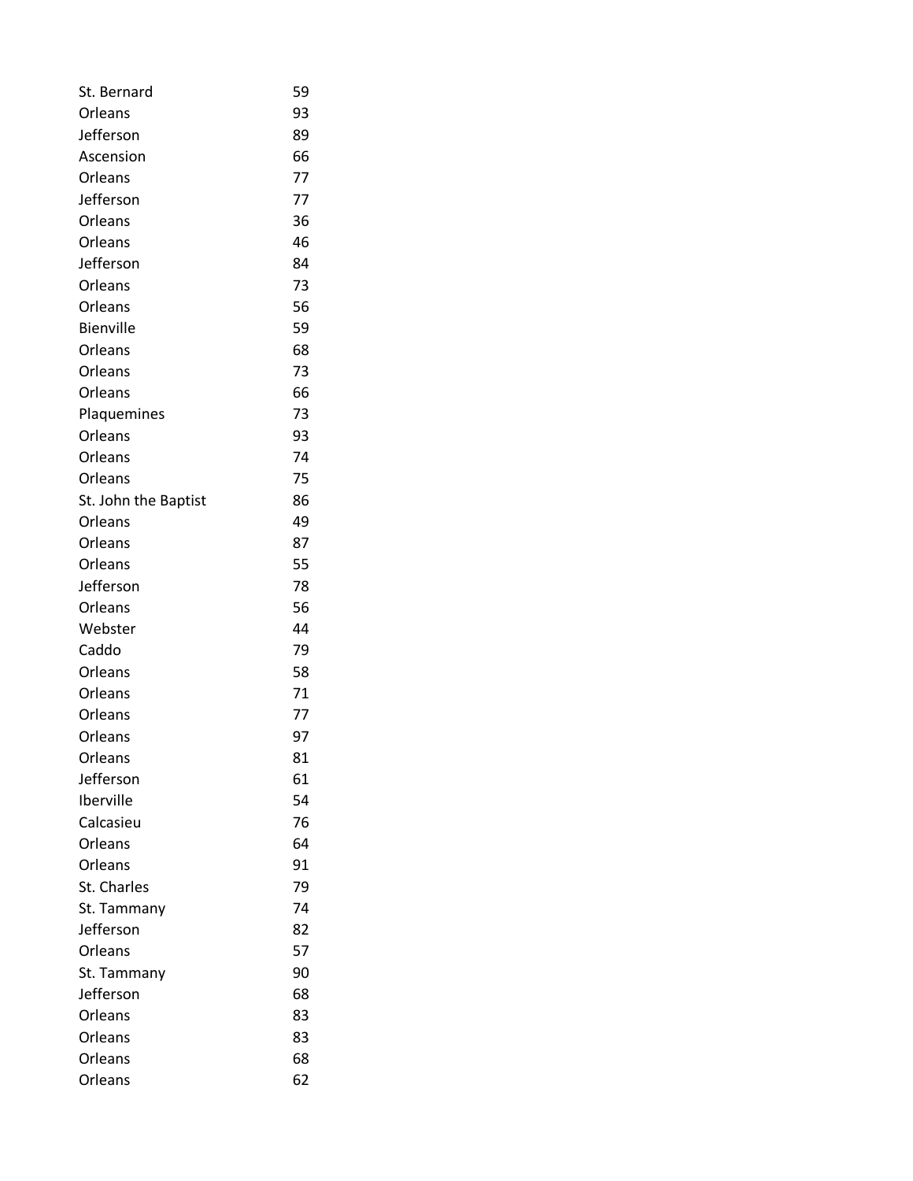| | |
|---|---|
| St. Bernard | 59 |
| Orleans | 93 |
| Jefferson | 89 |
| Ascension | 66 |
| Orleans | 77 |
| Jefferson | 77 |
| Orleans | 36 |
| Orleans | 46 |
| Jefferson | 84 |
| Orleans | 73 |
| Orleans | 56 |
| Bienville | 59 |
| Orleans | 68 |
| Orleans | 73 |
| Orleans | 66 |
| Plaquemines | 73 |
| Orleans | 93 |
| Orleans | 74 |
| Orleans | 75 |
| St. John the Baptist | 86 |
| Orleans | 49 |
| Orleans | 87 |
| Orleans | 55 |
| Jefferson | 78 |
| Orleans | 56 |
| Webster | 44 |
| Caddo | 79 |
| Orleans | 58 |
| Orleans | 71 |
| Orleans | 77 |
| Orleans | 97 |
| Orleans | 81 |
| Jefferson | 61 |
| Iberville | 54 |
| Calcasieu | 76 |
| Orleans | 64 |
| Orleans | 91 |
| St. Charles | 79 |
| St. Tammany | 74 |
| Jefferson | 82 |
| Orleans | 57 |
| St. Tammany | 90 |
| Jefferson | 68 |
| Orleans | 83 |
| Orleans | 83 |
| Orleans | 68 |
| Orleans | 62 |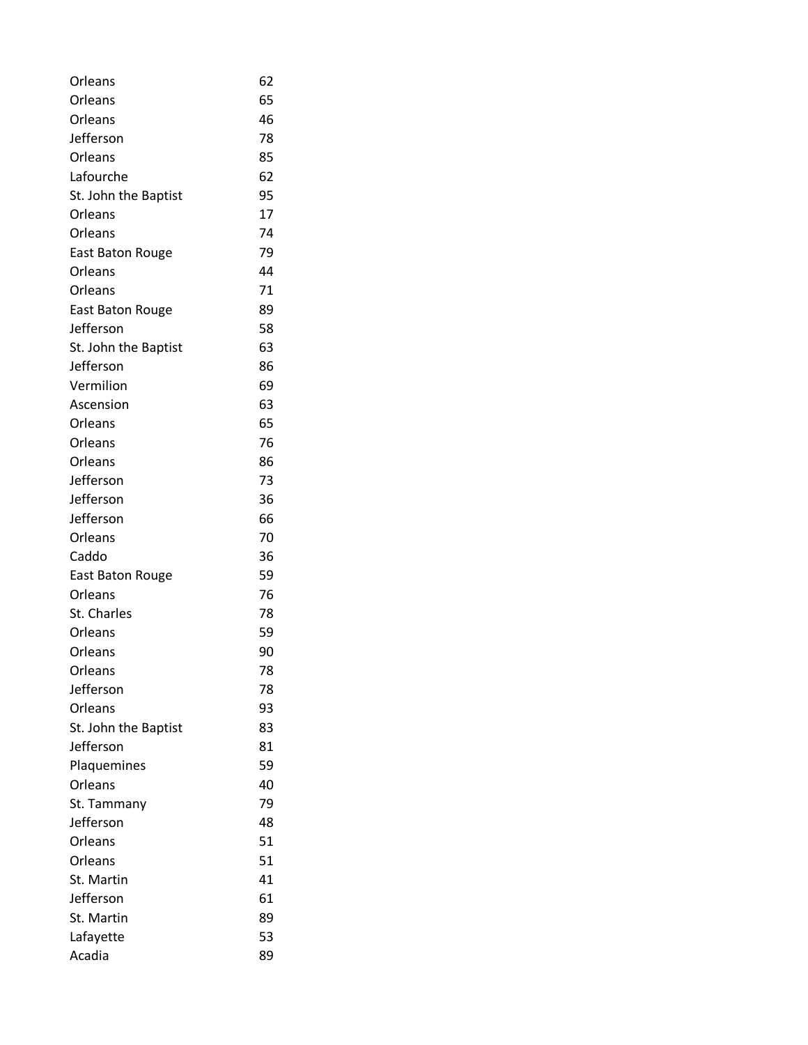| | |
|---|---|
| Orleans | 62 |
| Orleans | 65 |
| Orleans | 46 |
| Jefferson | 78 |
| Orleans | 85 |
| Lafourche | 62 |
| St. John the Baptist | 95 |
| Orleans | 17 |
| Orleans | 74 |
| East Baton Rouge | 79 |
| Orleans | 44 |
| Orleans | 71 |
| East Baton Rouge | 89 |
| Jefferson | 58 |
| St. John the Baptist | 63 |
| Jefferson | 86 |
| Vermilion | 69 |
| Ascension | 63 |
| Orleans | 65 |
| Orleans | 76 |
| Orleans | 86 |
| Jefferson | 73 |
| Jefferson | 36 |
| Jefferson | 66 |
| Orleans | 70 |
| Caddo | 36 |
| East Baton Rouge | 59 |
| Orleans | 76 |
| St. Charles | 78 |
| Orleans | 59 |
| Orleans | 90 |
| Orleans | 78 |
| Jefferson | 78 |
| Orleans | 93 |
| St. John the Baptist | 83 |
| Jefferson | 81 |
| Plaquemines | 59 |
| Orleans | 40 |
| St. Tammany | 79 |
| Jefferson | 48 |
| Orleans | 51 |
| Orleans | 51 |
| St. Martin | 41 |
| Jefferson | 61 |
| St. Martin | 89 |
| Lafayette | 53 |
| Acadia | 89 |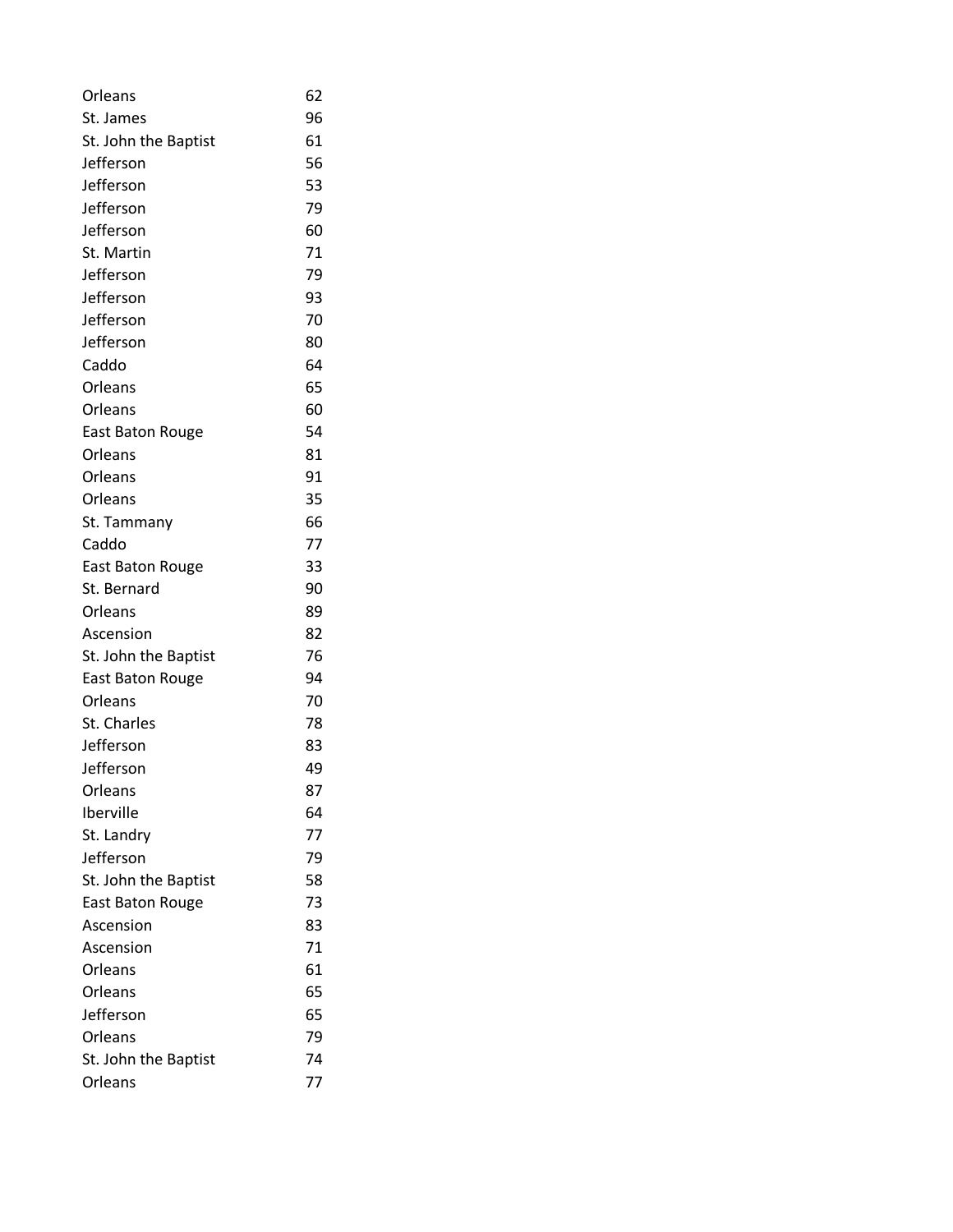| | |
|---|---|
| Orleans | 62 |
| St. James | 96 |
| St. John the Baptist | 61 |
| Jefferson | 56 |
| Jefferson | 53 |
| Jefferson | 79 |
| Jefferson | 60 |
| St. Martin | 71 |
| Jefferson | 79 |
| Jefferson | 93 |
| Jefferson | 70 |
| Jefferson | 80 |
| Caddo | 64 |
| Orleans | 65 |
| Orleans | 60 |
| East Baton Rouge | 54 |
| Orleans | 81 |
| Orleans | 91 |
| Orleans | 35 |
| St. Tammany | 66 |
| Caddo | 77 |
| East Baton Rouge | 33 |
| St. Bernard | 90 |
| Orleans | 89 |
| Ascension | 82 |
| St. John the Baptist | 76 |
| East Baton Rouge | 94 |
| Orleans | 70 |
| St. Charles | 78 |
| Jefferson | 83 |
| Jefferson | 49 |
| Orleans | 87 |
| Iberville | 64 |
| St. Landry | 77 |
| Jefferson | 79 |
| St. John the Baptist | 58 |
| East Baton Rouge | 73 |
| Ascension | 83 |
| Ascension | 71 |
| Orleans | 61 |
| Orleans | 65 |
| Jefferson | 65 |
| Orleans | 79 |
| St. John the Baptist | 74 |
| Orleans | 77 |